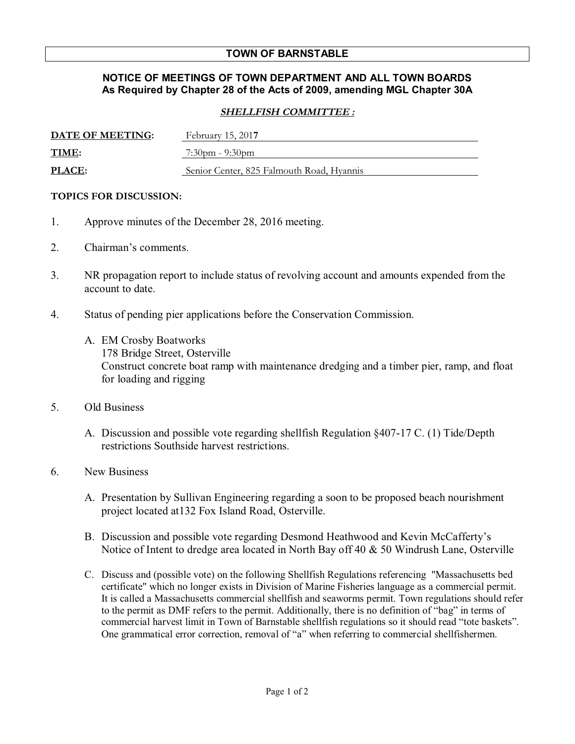# TOWN OF BARNSTABLE

## NOTICE OF MEETINGS OF TOWN DEPARTMENT AND ALL TOWN BOARDS
## As Required by Chapter 28 of the Acts of 2009, amending MGL Chapter 30A

***SHELLFISH COMMITTEE :***

**DATE OF MEETING:** February 15, 2017

**TIME:** 7:30pm - 9:30pm

**PLACE:** Senior Center, 825 Falmouth Road, Hyannis

**TOPICS FOR DISCUSSION:**

1. Approve minutes of the December 28, 2016 meeting.

2. Chairman's comments.

3. NR propagation report to include status of revolving account and amounts expended from the account to date.

4. Status of pending pier applications before the Conservation Commission.

   A. EM Crosby Boatworks
   178 Bridge Street, Osterville
   Construct concrete boat ramp with maintenance dredging and a timber pier, ramp, and float for loading and rigging

5. Old Business

   A. Discussion and possible vote regarding shellfish Regulation §407-17 C. (1) Tide/Depth restrictions Southside harvest restrictions.

6. New Business

   A. Presentation by Sullivan Engineering regarding a soon to be proposed beach nourishment project located at132 Fox Island Road, Osterville.

   B. Discussion and possible vote regarding Desmond Heathwood and Kevin McCafferty's Notice of Intent to dredge area located in North Bay off 40 & 50 Windrush Lane, Osterville

   C. Discuss and (possible vote) on the following Shellfish Regulations referencing "Massachusetts bed certificate" which no longer exists in Division of Marine Fisheries language as a commercial permit. It is called a Massachusetts commercial shellfish and seaworms permit. Town regulations should refer to the permit as DMF refers to the permit. Additionally, there is no definition of "bag" in terms of commercial harvest limit in Town of Barnstable shellfish regulations so it should read "tote baskets". One grammatical error correction, removal of "a" when referring to commercial shellfishermen.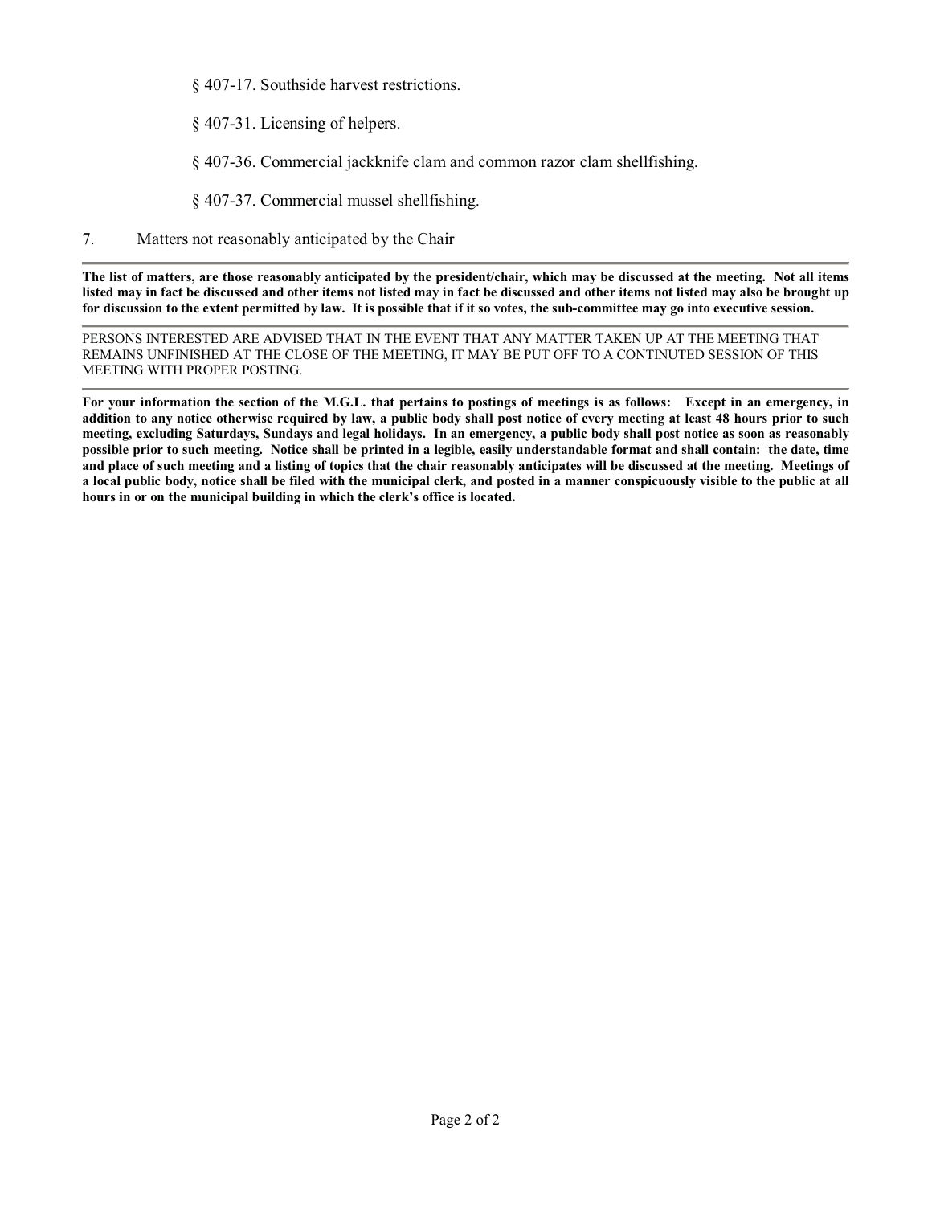§ 407-17. Southside harvest restrictions.

§ 407-31. Licensing of helpers.

§ 407-36. Commercial jackknife clam and common razor clam shellfishing.

§ 407-37. Commercial mussel shellfishing.

7. Matters not reasonably anticipated by the Chair

---

**The list of matters, are those reasonably anticipated by the president/chair, which may be discussed at the meeting. Not all items listed may in fact be discussed and other items not listed may in fact be discussed and other items not listed may also be brought up for discussion to the extent permitted by law. It is possible that if it so votes, the sub-committee may go into executive session.**

---

PERSONS INTERESTED ARE ADVISED THAT IN THE EVENT THAT ANY MATTER TAKEN UP AT THE MEETING THAT REMAINS UNFINISHED AT THE CLOSE OF THE MEETING, IT MAY BE PUT OFF TO A CONTINUTED SESSION OF THIS MEETING WITH PROPER POSTING.

---

**For your information the section of the M.G.L. that pertains to postings of meetings is as follows: Except in an emergency, in addition to any notice otherwise required by law, a public body shall post notice of every meeting at least 48 hours prior to such meeting, excluding Saturdays, Sundays and legal holidays. In an emergency, a public body shall post notice as soon as reasonably possible prior to such meeting. Notice shall be printed in a legible, easily understandable format and shall contain: the date, time and place of such meeting and a listing of topics that the chair reasonably anticipates will be discussed at the meeting. Meetings of a local public body, notice shall be filed with the municipal clerk, and posted in a manner conspicuously visible to the public at all hours in or on the municipal building in which the clerk's office is located.**